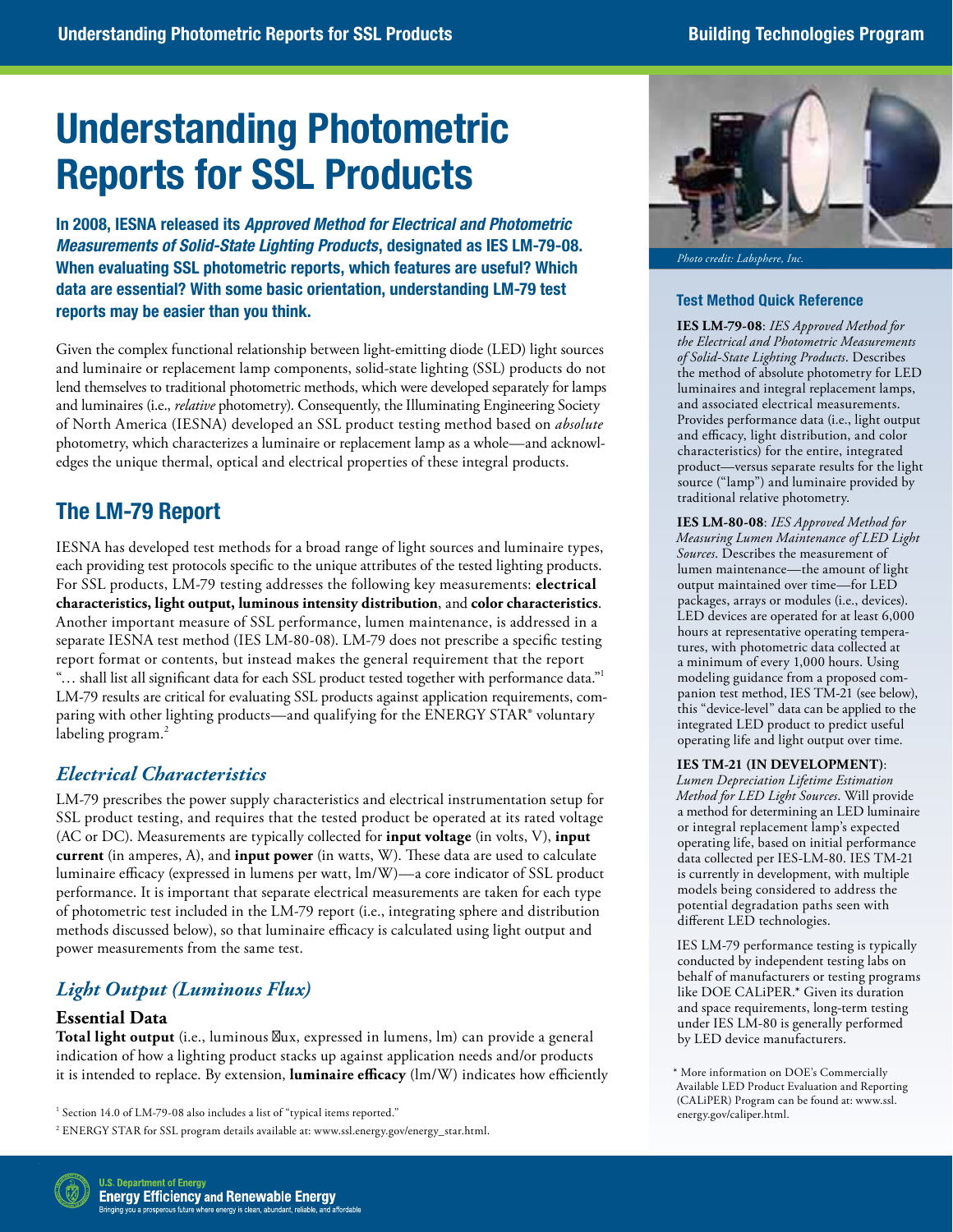# Understanding Photometric Reports for SSL Products

**In 2008, IESNA released its *Approved Method for Electrical and Photometric Measurements of Solid-State Lighting Products*, designated as IES LM-79-08. When evaluating SSL photometric reports, which features are useful? Which data are essential? With some basic orientation, understanding LM-79 test reports may be easier than you think.**

Given the complex functional relationship between light-emitting diode (LED) light sources and luminaire or replacement lamp components, solid-state lighting (SSL) products do not lend themselves to traditional photometric methods, which were developed separately for lamps and luminaires (i.e., *relative* photometry). Consequently, the Illuminating Engineering Society of North America (IESNA) developed an SSL product testing method based on *absolute* photometry, which characterizes a luminaire or replacement lamp as a whole—and acknowledges the unique thermal, optical and electrical properties of these integral products.

## The LM-79 Report

IESNA has developed test methods for a broad range of light sources and luminaire types, each providing test protocols specific to the unique attributes of the tested lighting products. For SSL products, LM-79 testing addresses the following key measurements: **electrical characteristics, light output, luminous intensity distribution**, and **color characteristics**. Another important measure of SSL performance, lumen maintenance, is addressed in a separate IESNA test method (IES LM-80-08). LM-79 does not prescribe a specific testing report format or contents, but instead makes the general requirement that the report "… shall list all significant data for each SSL product tested together with performance data."[1] LM-79 results are critical for evaluating SSL products against application requirements, comparing with other lighting products—and qualifying for the ENERGY STAR® voluntary labeling program.[2]

### *Electrical Characteristics*

LM-79 prescribes the power supply characteristics and electrical instrumentation setup for SSL product testing, and requires that the tested product be operated at its rated voltage (AC or DC). Measurements are typically collected for **input voltage** (in volts, V), **input current** (in amperes, A), and **input power** (in watts, W). These data are used to calculate luminaire efficacy (expressed in lumens per watt, lm/W)—a core indicator of SSL product performance. It is important that separate electrical measurements are taken for each type of photometric test included in the LM-79 report (i.e., integrating sphere and distribution methods discussed below), so that luminaire efficacy is calculated using light output and power measurements from the same test.

### *Light Output (Luminous Flux)*

#### Essential Data

**Total light output** (i.e., luminous flux, expressed in lumens, lm) can provide a general indication of how a lighting product stacks up against application needs and/or products it is intended to replace. By extension, **luminaire efficacy** (lm/W) indicates how efficiently

[1] Section 14.0 of LM-79-08 also includes a list of "typical items reported."

[2] ENERGY STAR for SSL program details available at: www.ssl.energy.gov/energy_star.html.

*Photo credit: Labsphere, Inc.*

### Test Method Quick Reference

**IES LM-79-08**: *IES Approved Method for the Electrical and Photometric Measurements of Solid-State Lighting Products*. Describes the method of absolute photometry for LED luminaires and integral replacement lamps, and associated electrical measurements. Provides performance data (i.e., light output and efficacy, light distribution, and color characteristics) for the entire, integrated product—versus separate results for the light source ("lamp") and luminaire provided by traditional relative photometry.

**IES LM-80-08**: *IES Approved Method for Measuring Lumen Maintenance of LED Light Sources*. Describes the measurement of lumen maintenance—the amount of light output maintained over time—for LED packages, arrays or modules (i.e., devices). LED devices are operated for at least 6,000 hours at representative operating temperatures, with photometric data collected at a minimum of every 1,000 hours. Using modeling guidance from a proposed companion test method, IES TM-21 (see below), this "device-level" data can be applied to the integrated LED product to predict useful operating life and light output over time.

**IES TM-21 (IN DEVELOPMENT)**: *Lumen Depreciation Lifetime Estimation Method for LED Light Sources*. Will provide a method for determining an LED luminaire or integral replacement lamp's expected operating life, based on initial performance data collected per IES-LM-80. IES TM-21 is currently in development, with multiple models being considered to address the potential degradation paths seen with different LED technologies.

IES LM-79 performance testing is typically conducted by independent testing labs on behalf of manufacturers or testing programs like DOE CALiPER.* Given its duration and space requirements, long-term testing under IES LM-80 is generally performed by LED device manufacturers.

\* More information on DOE's Commercially Available LED Product Evaluation and Reporting (CALiPER) Program can be found at: www.ssl.energy.gov/caliper.html.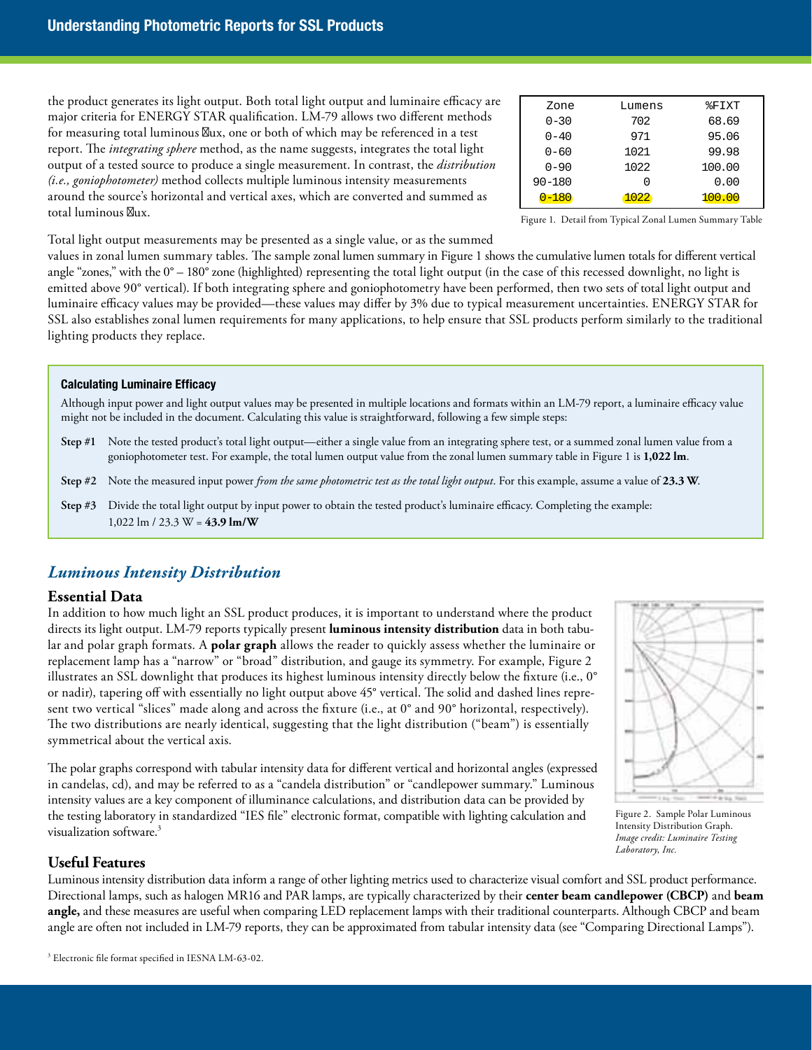the product generates its light output. Both total light output and luminaire efficacy are major criteria for ENERGY STAR qualification. LM-79 allows two different methods for measuring total luminous flux, one or both of which may be referenced in a test report. The *integrating sphere* method, as the name suggests, integrates the total light output of a tested source to produce a single measurement. In contrast, the *distribution (i.e., goniophotometer)* method collects multiple luminous intensity measurements around the source's horizontal and vertical axes, which are converted and summed as total luminous flux.

| Zone | Lumens | %FIXT |
|---|---|---|
| 0-30 | 702 | 68.69 |
| 0-40 | 971 | 95.06 |
| 0-60 | 1021 | 99.98 |
| 0-90 | 1022 | 100.00 |
| 90-180 | 0 | 0.00 |
| 0-180 | 1022 | 100.00 |

Figure 1. Detail from Typical Zonal Lumen Summary Table

Total light output measurements may be presented as a single value, or as the summed values in zonal lumen summary tables. The sample zonal lumen summary in Figure 1 shows the cumulative lumen totals for different vertical angle "zones," with the 0° – 180° zone (highlighted) representing the total light output (in the case of this recessed downlight, no light is emitted above 90° vertical). If both integrating sphere and goniophotometry have been performed, then two sets of total light output and luminaire efficacy values may be provided—these values may differ by 3% due to typical measurement uncertainties. ENERGY STAR for SSL also establishes zonal lumen requirements for many applications, to help ensure that SSL products perform similarly to the traditional lighting products they replace.

#### Calculating Luminaire Efficacy

Although input power and light output values may be presented in multiple locations and formats within an LM-79 report, a luminaire efficacy value might not be included in the document. Calculating this value is straightforward, following a few simple steps:

**Step #1** Note the tested product's total light output—either a single value from an integrating sphere test, or a summed zonal lumen value from a goniophotometer test. For example, the total lumen output value from the zonal lumen summary table in Figure 1 is **1,022 lm**.

**Step #2** Note the measured input power *from the same photometric test as the total light output*. For this example, assume a value of **23.3 W**.

**Step #3** Divide the total light output by input power to obtain the tested product's luminaire efficacy. Completing the example: 1,022 lm / 23.3 W = **43.9 lm/W**

## *Luminous Intensity Distribution*

### Essential Data

In addition to how much light an SSL product produces, it is important to understand where the product directs its light output. LM-79 reports typically present **luminous intensity distribution** data in both tabular and polar graph formats. A **polar graph** allows the reader to quickly assess whether the luminaire or replacement lamp has a "narrow" or "broad" distribution, and gauge its symmetry. For example, Figure 2 illustrates an SSL downlight that produces its highest luminous intensity directly below the fixture (i.e., 0° or nadir), tapering off with essentially no light output above 45° vertical. The solid and dashed lines represent two vertical "slices" made along and across the fixture (i.e., at 0° and 90° horizontal, respectively). The two distributions are nearly identical, suggesting that the light distribution ("beam") is essentially symmetrical about the vertical axis.

Figure 2. Sample Polar Luminous Intensity Distribution Graph. *Image credit: Luminaire Testing Laboratory, Inc.*

The polar graphs correspond with tabular intensity data for different vertical and horizontal angles (expressed in candelas, cd), and may be referred to as a "candela distribution" or "candlepower summary." Luminous intensity values are a key component of illuminance calculations, and distribution data can be provided by the testing laboratory in standardized "IES file" electronic format, compatible with lighting calculation and visualization software.[3]

### Useful Features

Luminous intensity distribution data inform a range of other lighting metrics used to characterize visual comfort and SSL product performance. Directional lamps, such as halogen MR16 and PAR lamps, are typically characterized by their **center beam candlepower (CBCP)** and **beam angle,** and these measures are useful when comparing LED replacement lamps with their traditional counterparts. Although CBCP and beam angle are often not included in LM-79 reports, they can be approximated from tabular intensity data (see "Comparing Directional Lamps").

[3] Electronic file format specified in IESNA LM-63-02.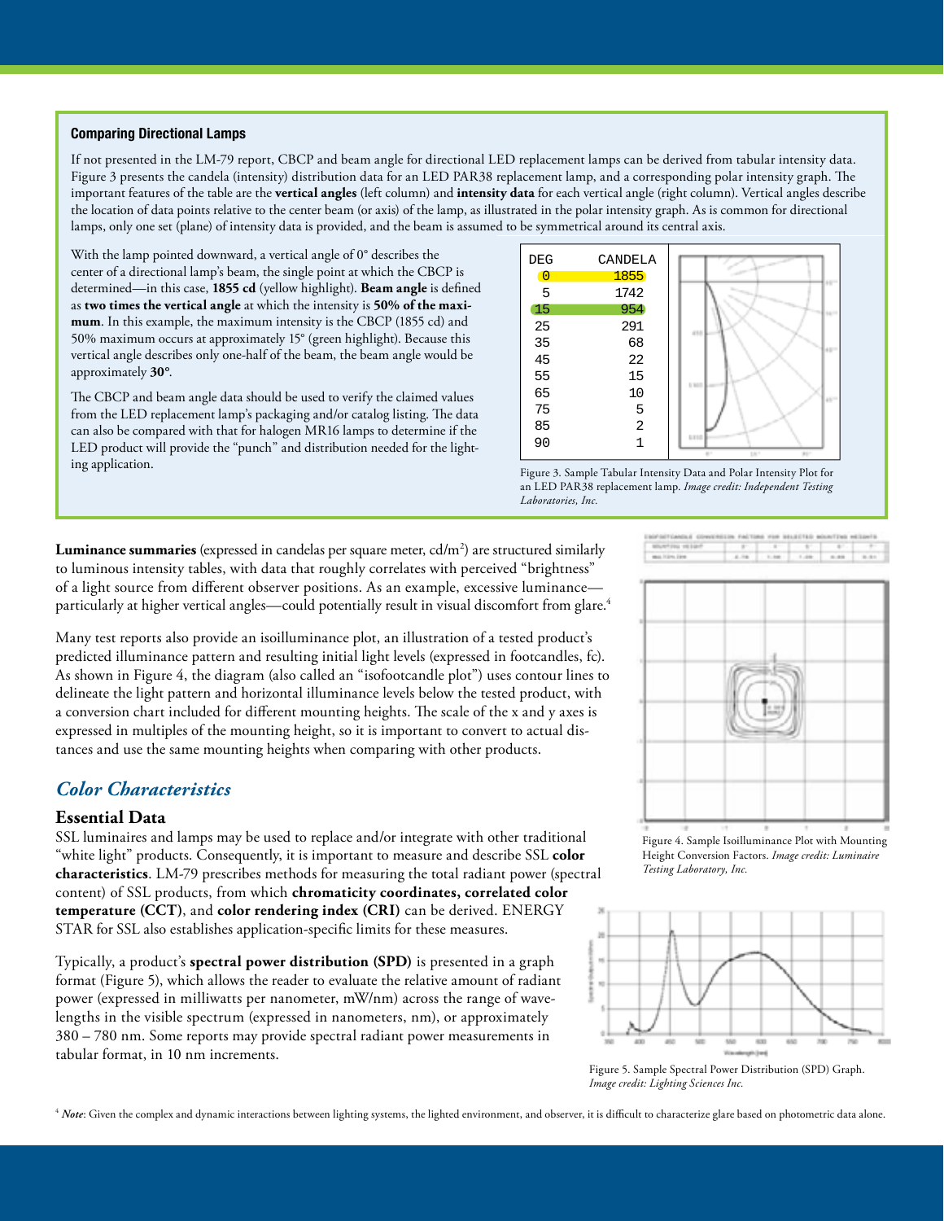### Comparing Directional Lamps

If not presented in the LM-79 report, CBCP and beam angle for directional LED replacement lamps can be derived from tabular intensity data. Figure 3 presents the candela (intensity) distribution data for an LED PAR38 replacement lamp, and a corresponding polar intensity graph. The important features of the table are the **vertical angles** (left column) and **intensity data** for each vertical angle (right column). Vertical angles describe the location of data points relative to the center beam (or axis) of the lamp, as illustrated in the polar intensity graph. As is common for directional lamps, only one set (plane) of intensity data is provided, and the beam is assumed to be symmetrical around its central axis.

With the lamp pointed downward, a vertical angle of 0° describes the center of a directional lamp's beam, the single point at which the CBCP is determined—in this case, **1855 cd** (yellow highlight). **Beam angle** is defined as **two times the vertical angle** at which the intensity is **50% of the maximum**. In this example, the maximum intensity is the CBCP (1855 cd) and 50% maximum occurs at approximately 15° (green highlight). Because this vertical angle describes only one-half of the beam, the beam angle would be approximately **30°**.

The CBCP and beam angle data should be used to verify the claimed values from the LED replacement lamp's packaging and/or catalog listing. The data can also be compared with that for halogen MR16 lamps to determine if the LED product will provide the "punch" and distribution needed for the lighting application.

| DEG | CANDELA |
|---|---|
| 0 | 1855 |
| 5 | 1742 |
| 15 | 954 |
| 25 | 291 |
| 35 | 68 |
| 45 | 22 |
| 55 | 15 |
| 65 | 10 |
| 75 | 5 |
| 85 | 2 |
| 90 | 1 |

Figure 3. Sample Tabular Intensity Data and Polar Intensity Plot for an LED PAR38 replacement lamp. *Image credit: Independent Testing Laboratories, Inc.*

**Luminance summaries** (expressed in candelas per square meter, cd/m$^2$) are structured similarly to luminous intensity tables, with data that roughly correlates with perceived "brightness" of a light source from different observer positions. As an example, excessive luminance—particularly at higher vertical angles—could potentially result in visual discomfort from glare.[4]

Many test reports also provide an isoilluminance plot, an illustration of a tested product's predicted illuminance pattern and resulting initial light levels (expressed in footcandles, fc). As shown in Figure 4, the diagram (also called an "isofootcandle plot") uses contour lines to delineate the light pattern and horizontal illuminance levels below the tested product, with a conversion chart included for different mounting heights. The scale of the x and y axes is expressed in multiples of the mounting height, so it is important to convert to actual distances and use the same mounting heights when comparing with other products.

Figure 4. Sample Isoilluminance Plot with Mounting Height Conversion Factors. *Image credit: Luminaire Testing Laboratory, Inc.*

## *Color Characteristics*

### Essential Data

SSL luminaires and lamps may be used to replace and/or integrate with other traditional "white light" products. Consequently, it is important to measure and describe SSL **color characteristics**. LM-79 prescribes methods for measuring the total radiant power (spectral content) of SSL products, from which **chromaticity coordinates, correlated color temperature (CCT)**, and **color rendering index (CRI)** can be derived. ENERGY STAR for SSL also establishes application-specific limits for these measures.

Typically, a product's **spectral power distribution (SPD)** is presented in a graph format (Figure 5), which allows the reader to evaluate the relative amount of radiant power (expressed in milliwatts per nanometer, mW/nm) across the range of wavelengths in the visible spectrum (expressed in nanometers, nm), or approximately 380 – 780 nm. Some reports may provide spectral radiant power measurements in tabular format, in 10 nm increments.

Figure 5. Sample Spectral Power Distribution (SPD) Graph. *Image credit: Lighting Sciences Inc.*

[4] ***Note***: Given the complex and dynamic interactions between lighting systems, the lighted environment, and observer, it is difficult to characterize glare based on photometric data alone.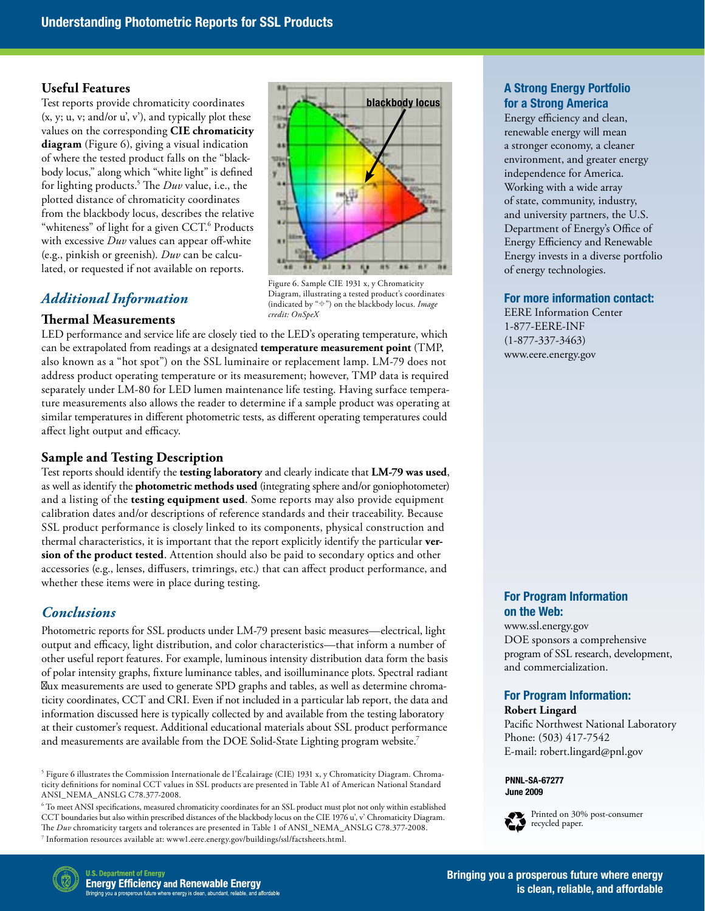## Useful Features

Test reports provide chromaticity coordinates (x, y; u, v; and/or u', v'), and typically plot these values on the corresponding **CIE chromaticity diagram** (Figure 6), giving a visual indication of where the tested product falls on the "black-body locus," along which "white light" is defined for lighting products.[5] The *Duv* value, i.e., the plotted distance of chromaticity coordinates from the blackbody locus, describes the relative "whiteness" of light for a given CCT.[6] Products with excessive *Duv* values can appear off-white (e.g., pinkish or greenish). *Duv* can be calculated, or requested if not available on reports.

blackbody locus

Figure 6. Sample CIE 1931 x, y Chromaticity Diagram, illustrating a tested product's coordinates (indicated by "+") on the blackbody locus. *Image credit: OnSpeX*

## *Additional Information*

### Thermal Measurements

LED performance and service life are closely tied to the LED's operating temperature, which can be extrapolated from readings at a designated **temperature measurement point** (TMP, also known as a "hot spot") on the SSL luminaire or replacement lamp. LM-79 does not address product operating temperature or its measurement; however, TMP data is required separately under LM-80 for LED lumen maintenance life testing. Having surface temperature measurements also allows the reader to determine if a sample product was operating at similar temperatures in different photometric tests, as different operating temperatures could affect light output and efficacy.

### Sample and Testing Description

Test reports should identify the **testing laboratory** and clearly indicate that **LM-79 was used**, as well as identify the **photometric methods used** (integrating sphere and/or goniophotometer) and a listing of the **testing equipment used**. Some reports may also provide equipment calibration dates and/or descriptions of reference standards and their traceability. Because SSL product performance is closely linked to its components, physical construction and thermal characteristics, it is important that the report explicitly identify the particular **version of the product tested**. Attention should also be paid to secondary optics and other accessories (e.g., lenses, diffusers, trimrings, etc.) that can affect product performance, and whether these items were in place during testing.

## *Conclusions*

Photometric reports for SSL products under LM-79 present basic measures—electrical, light output and efficacy, light distribution, and color characteristics—that inform a number of other useful report features. For example, luminous intensity distribution data form the basis of polar intensity graphs, fixture luminance tables, and isoilluminance plots. Spectral radiant flux measurements are used to generate SPD graphs and tables, as well as determine chromaticity coordinates, CCT and CRI. Even if not included in a particular lab report, the data and information discussed here is typically collected by and available from the testing laboratory at their customer's request. Additional educational materials about SSL product performance and measurements are available from the DOE Solid-State Lighting program website.[7]

[5] Figure 6 illustrates the Commission Internationale de l'Écalairage (CIE) 1931 x, y Chromaticity Diagram. Chromaticity definitions for nominal CCT values in SSL products are presented in Table A1 of American National Standard ANSI_NEMA_ANSLG C78.377-2008.

[6] To meet ANSI specifications, measured chromaticity coordinates for an SSL product must plot not only within established CCT boundaries but also within prescribed distances of the blackbody locus on the CIE 1976 u', v' Chromaticity Diagram. The *Duv* chromaticity targets and tolerances are presented in Table 1 of ANSI_NEMA_ANSLG C78.377-2008.

[7] Information resources available at: www1.eere.energy.gov/buildings/ssl/factsheets.html.

### A Strong Energy Portfolio for a Strong America

Energy efficiency and clean, renewable energy will mean a stronger economy, a cleaner environment, and greater energy independence for America. Working with a wide array of state, community, industry, and university partners, the U.S. Department of Energy's Office of Energy Efficiency and Renewable Energy invests in a diverse portfolio of energy technologies.

### For more information contact:

EERE Information Center
1-877-EERE-INF
(1-877-337-3463)
www.eere.energy.gov

### For Program Information on the Web:

www.ssl.energy.gov
DOE sponsors a comprehensive program of SSL research, development, and commercialization.

### For Program Information:

**Robert Lingard**
Pacific Northwest National Laboratory
Phone: (503) 417-7542
E-mail: robert.lingard@pnl.gov

**PNNL-SA-67277**
**June 2009**

Printed on 30% post-consumer recycled paper.

U.S. Department of Energy
**Energy Efficiency and Renewable Energy**
Bringing you a prosperous future where energy is clean, abundant, reliable, and affordable

**Bringing you a prosperous future where energy is clean, reliable, and affordable**